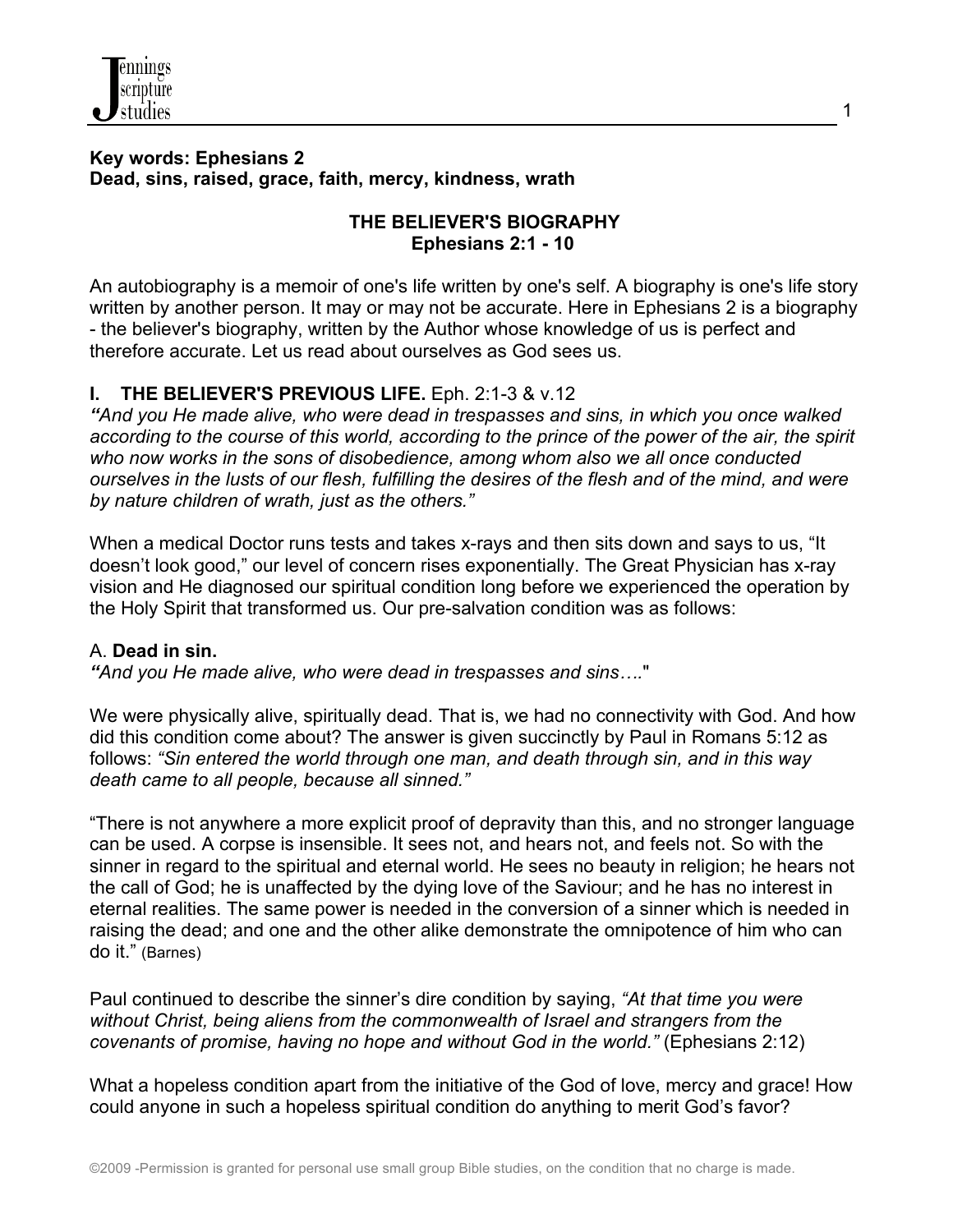**Key words: Ephesians 2**
**Dead, sins, raised, grace, faith, mercy, kindness, wrath**

# THE BELIEVER'S BIOGRAPHY
## Ephesians 2:1 - 10

An autobiography is a memoir of one's life written by one's self. A biography is one's life story written by another person. It may or may not be accurate. Here in Ephesians 2 is a biography - the believer's biography, written by the Author whose knowledge of us is perfect and therefore accurate. Let us read about ourselves as God sees us.

## I. THE BELIEVER'S PREVIOUS LIFE. Eph. 2:1-3 & v.12

***"****And you He made alive, who were dead in trespasses and sins, in which you once walked according to the course of this world, according to the prince of the power of the air, the spirit who now works in the sons of disobedience, among whom also we all once conducted ourselves in the lusts of our flesh, fulfilling the desires of the flesh and of the mind, and were by nature children of wrath, just as the others."*

When a medical Doctor runs tests and takes x-rays and then sits down and says to us, "It doesn't look good," our level of concern rises exponentially. The Great Physician has x-ray vision and He diagnosed our spiritual condition long before we experienced the operation by the Holy Spirit that transformed us. Our pre-salvation condition was as follows:

### A. **Dead in sin.**

***"****And you He made alive, who were dead in trespasses and sins….*"

We were physically alive, spiritually dead. That is, we had no connectivity with God. And how did this condition come about? The answer is given succinctly by Paul in Romans 5:12 as follows: *"Sin entered the world through one man, and death through sin, and in this way death came to all people, because all sinned."*

"There is not anywhere a more explicit proof of depravity than this, and no stronger language can be used. A corpse is insensible. It sees not, and hears not, and feels not. So with the sinner in regard to the spiritual and eternal world. He sees no beauty in religion; he hears not the call of God; he is unaffected by the dying love of the Saviour; and he has no interest in eternal realities. The same power is needed in the conversion of a sinner which is needed in raising the dead; and one and the other alike demonstrate the omnipotence of him who can do it." (Barnes)

Paul continued to describe the sinner's dire condition by saying, *"At that time you were without Christ, being aliens from the commonwealth of Israel and strangers from the covenants of promise, having no hope and without God in the world."* (Ephesians 2:12)

What a hopeless condition apart from the initiative of the God of love, mercy and grace! How could anyone in such a hopeless spiritual condition do anything to merit God's favor?

©2009 -Permission is granted for personal use small group Bible studies, on the condition that no charge is made.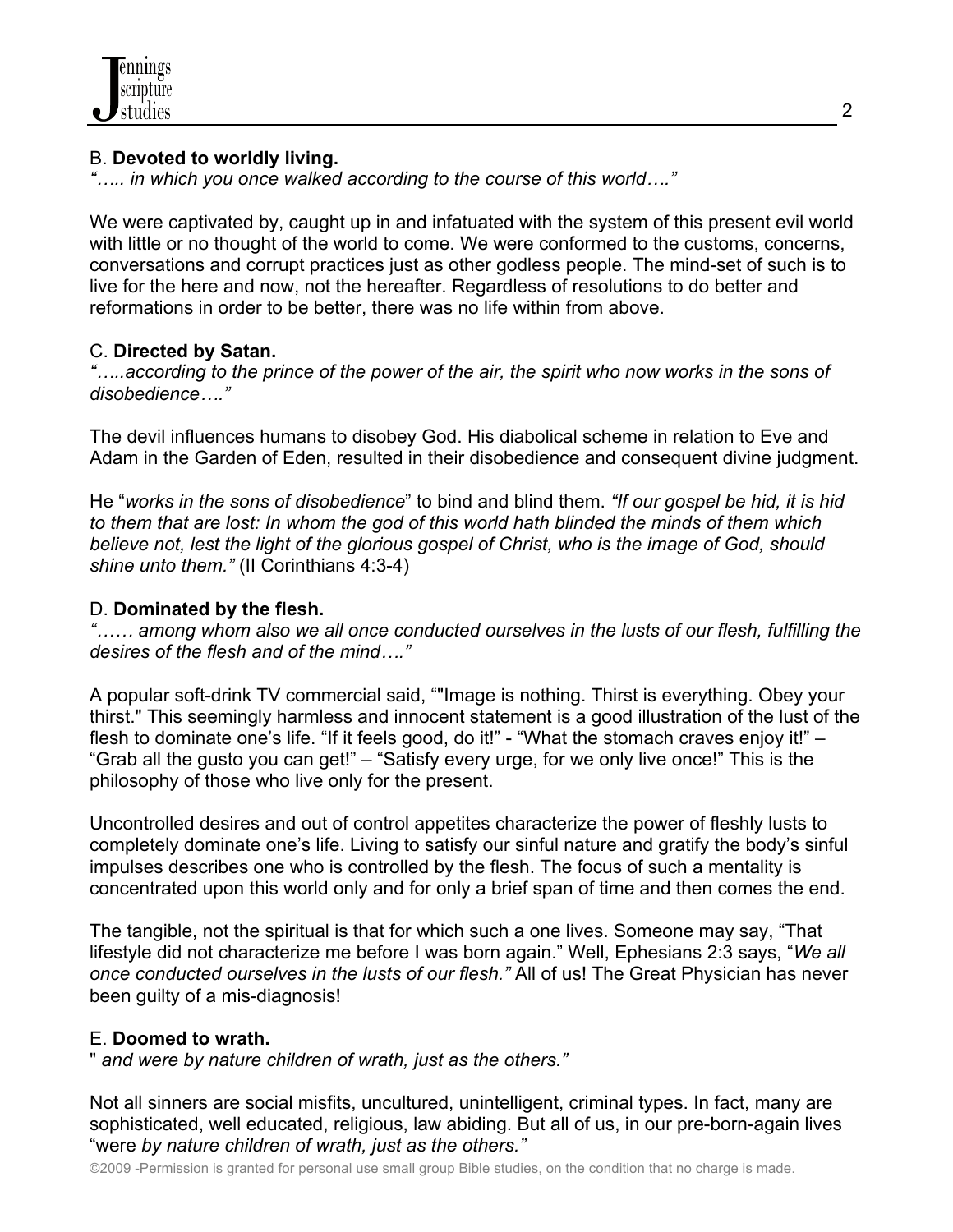B. **Devoted to worldly living.**
*"….. in which you once walked according to the course of this world…."*

We were captivated by, caught up in and infatuated with the system of this present evil world with little or no thought of the world to come. We were conformed to the customs, concerns, conversations and corrupt practices just as other godless people. The mind-set of such is to live for the here and now, not the hereafter. Regardless of resolutions to do better and reformations in order to be better, there was no life within from above.

C. **Directed by Satan.**
*"…..according to the prince of the power of the air, the spirit who now works in the sons of disobedience…."*

The devil influences humans to disobey God. His diabolical scheme in relation to Eve and Adam in the Garden of Eden, resulted in their disobedience and consequent divine judgment.

He "*works in the sons of disobedience*" to bind and blind them. *"If our gospel be hid, it is hid to them that are lost: In whom the god of this world hath blinded the minds of them which believe not, lest the light of the glorious gospel of Christ, who is the image of God, should shine unto them."* (II Corinthians 4:3-4)

D. **Dominated by the flesh.**
*"…… among whom also we all once conducted ourselves in the lusts of our flesh, fulfilling the desires of the flesh and of the mind…."*

A popular soft-drink TV commercial said, ""Image is nothing. Thirst is everything. Obey your thirst." This seemingly harmless and innocent statement is a good illustration of the lust of the flesh to dominate one's life. "If it feels good, do it!" - "What the stomach craves enjoy it!" – "Grab all the gusto you can get!" – "Satisfy every urge, for we only live once!" This is the philosophy of those who live only for the present.

Uncontrolled desires and out of control appetites characterize the power of fleshly lusts to completely dominate one's life. Living to satisfy our sinful nature and gratify the body's sinful impulses describes one who is controlled by the flesh. The focus of such a mentality is concentrated upon this world only and for only a brief span of time and then comes the end.

The tangible, not the spiritual is that for which such a one lives. Someone may say, "That lifestyle did not characterize me before I was born again." Well, Ephesians 2:3 says, "*We all once conducted ourselves in the lusts of our flesh."* All of us! The Great Physician has never been guilty of a mis-diagnosis!

E. **Doomed to wrath.**
" *and were by nature children of wrath, just as the others."*

Not all sinners are social misfits, uncultured, unintelligent, criminal types. In fact, many are sophisticated, well educated, religious, law abiding. But all of us, in our pre-born-again lives "were *by nature children of wrath, just as the others."*

©2009 -Permission is granted for personal use small group Bible studies, on the condition that no charge is made.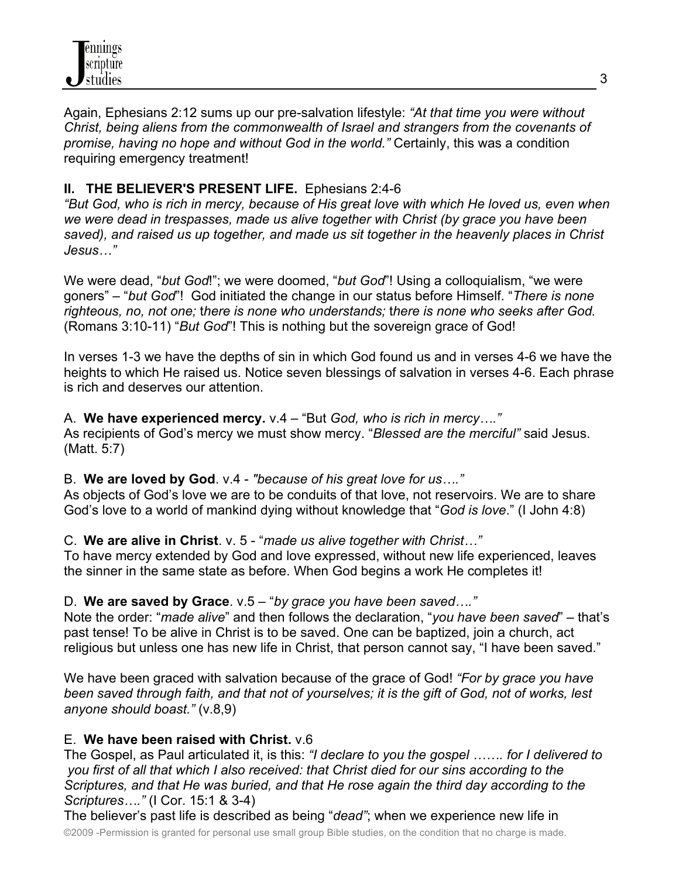Again, Ephesians 2:12 sums up our pre-salvation lifestyle: *"At that time you were without Christ, being aliens from the commonwealth of Israel and strangers from the covenants of promise, having no hope and without God in the world."* Certainly, this was a condition requiring emergency treatment!

## II. THE BELIEVER'S PRESENT LIFE. Ephesians 2:4-6

*"But God, who is rich in mercy, because of His great love with which He loved us, even when we were dead in trespasses, made us alive together with Christ (by grace you have been saved), and raised us up together, and made us sit together in the heavenly places in Christ Jesus…"*

We were dead, "*but God*!"; we were doomed, "*but God*"! Using a colloquialism, "we were goners" – "*but God*"! God initiated the change in our status before Himself. "*There is none righteous, no, not one;* t*here is none who understands;* t*here is none who seeks after God.* (Romans 3:10-11) "*But God*"! This is nothing but the sovereign grace of God!

In verses 1-3 we have the depths of sin in which God found us and in verses 4-6 we have the heights to which He raised us. Notice seven blessings of salvation in verses 4-6. Each phrase is rich and deserves our attention.

A. **We have experienced mercy.** v.4 – "But *God, who is rich in mercy…."*
As recipients of God's mercy we must show mercy. "*Blessed are the merciful"* said Jesus. (Matt. 5:7)

B. **We are loved by God**. v.4 - *"because of his great love for us…."*
As objects of God's love we are to be conduits of that love, not reservoirs. We are to share God's love to a world of mankind dying without knowledge that "*God is love*." (I John 4:8)

C. **We are alive in Christ**. v. 5 - "*made us alive together with Christ…"*
To have mercy extended by God and love expressed, without new life experienced, leaves the sinner in the same state as before. When God begins a work He completes it!

D. **We are saved by Grace**. v.5 – "*by grace you have been saved…."*
Note the order: "*made alive*" and then follows the declaration, "*you have been saved*" – that's past tense! To be alive in Christ is to be saved. One can be baptized, join a church, act religious but unless one has new life in Christ, that person cannot say, "I have been saved."

We have been graced with salvation because of the grace of God! *"For by grace you have been saved through faith, and that not of yourselves; it is the gift of God, not of works, lest anyone should boast."* (v.8,9)

E. **We have been raised with Christ.** v.6
The Gospel, as Paul articulated it, is this: *"I declare to you the gospel ……. for I delivered to you first of all that which I also received: that Christ died for our sins according to the Scriptures, and that He was buried, and that He rose again the third day according to the Scriptures…."* (I Cor. 15:1 & 3-4)
The believer's past life is described as being "*dead"*; when we experience new life in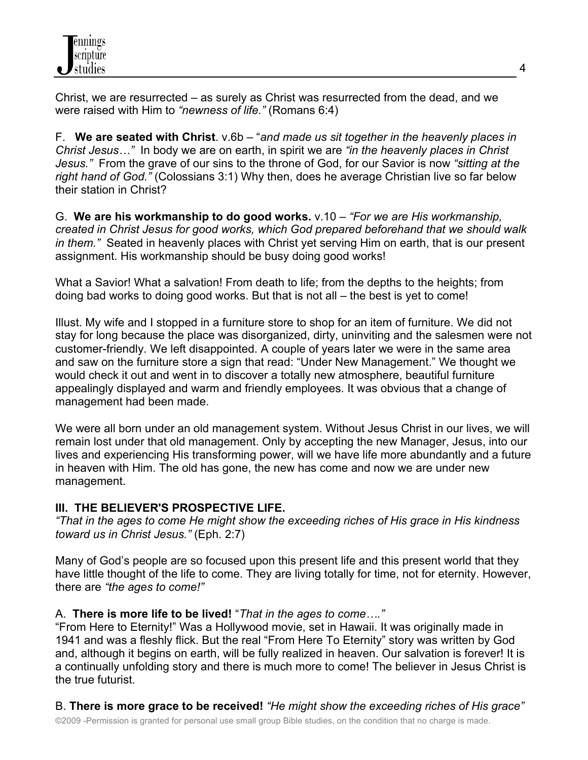Christ, we are resurrected – as surely as Christ was resurrected from the dead, and we were raised with Him to *"newness of life."* (Romans 6:4)

F. **We are seated with Christ**. v.6b – "*and made us sit together in the heavenly places in Christ Jesus…"* In body we are on earth, in spirit we are *"in the heavenly places in Christ Jesus."* From the grave of our sins to the throne of God, for our Savior is now *"sitting at the right hand of God."* (Colossians 3:1) Why then, does he average Christian live so far below their station in Christ?

G. **We are his workmanship to do good works.** v.10 – *"For we are His workmanship, created in Christ Jesus for good works, which God prepared beforehand that we should walk in them."* Seated in heavenly places with Christ yet serving Him on earth, that is our present assignment. His workmanship should be busy doing good works!

What a Savior! What a salvation! From death to life; from the depths to the heights; from doing bad works to doing good works. But that is not all – the best is yet to come!

Illust. My wife and I stopped in a furniture store to shop for an item of furniture. We did not stay for long because the place was disorganized, dirty, uninviting and the salesmen were not customer-friendly. We left disappointed. A couple of years later we were in the same area and saw on the furniture store a sign that read: "Under New Management." We thought we would check it out and went in to discover a totally new atmosphere, beautiful furniture appealingly displayed and warm and friendly employees. It was obvious that a change of management had been made.

We were all born under an old management system. Without Jesus Christ in our lives, we will remain lost under that old management. Only by accepting the new Manager, Jesus, into our lives and experiencing His transforming power, will we have life more abundantly and a future in heaven with Him. The old has gone, the new has come and now we are under new management.

**III. THE BELIEVER'S PROSPECTIVE LIFE.**

*"That in the ages to come He might show the exceeding riches of His grace in His kindness toward us in Christ Jesus."* (Eph. 2:7)

Many of God's people are so focused upon this present life and this present world that they have little thought of the life to come. They are living totally for time, not for eternity. However, there are *"the ages to come!"*

A. **There is more life to be lived!** "*That in the ages to come…."*

"From Here to Eternity!" Was a Hollywood movie, set in Hawaii. It was originally made in 1941 and was a fleshly flick. But the real "From Here To Eternity" story was written by God and, although it begins on earth, will be fully realized in heaven. Our salvation is forever! It is a continually unfolding story and there is much more to come! The believer in Jesus Christ is the true futurist.

B. **There is more grace to be received!** *"He might show the exceeding riches of His grace"*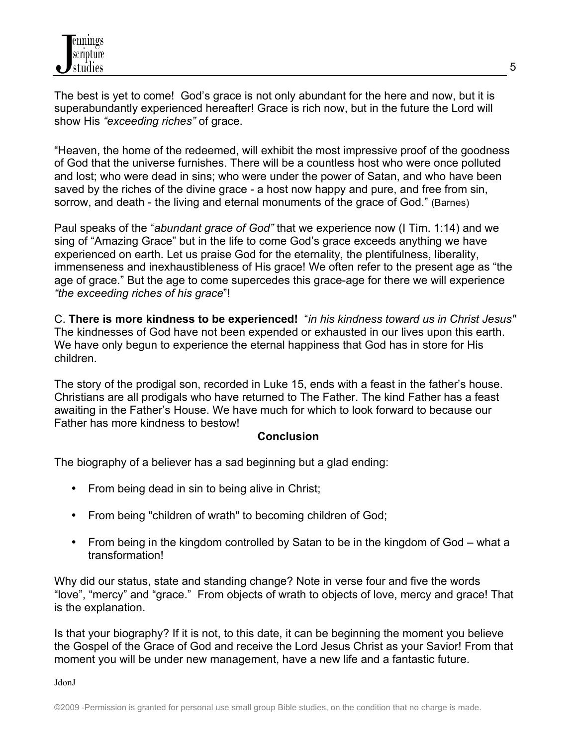The best is yet to come! God's grace is not only abundant for the here and now, but it is superabundantly experienced hereafter! Grace is rich now, but in the future the Lord will show His *"exceeding riches"* of grace.

"Heaven, the home of the redeemed, will exhibit the most impressive proof of the goodness of God that the universe furnishes. There will be a countless host who were once polluted and lost; who were dead in sins; who were under the power of Satan, and who have been saved by the riches of the divine grace - a host now happy and pure, and free from sin, sorrow, and death - the living and eternal monuments of the grace of God." (Barnes)

Paul speaks of the "*abundant grace of God"* that we experience now (I Tim. 1:14) and we sing of "Amazing Grace" but in the life to come God's grace exceeds anything we have experienced on earth. Let us praise God for the eternality, the plentifulness, liberality, immenseness and inexhaustibleness of His grace! We often refer to the present age as "the age of grace." But the age to come supercedes this grace-age for there we will experience *"the exceeding riches of his grace*"!

C. **There is more kindness to be experienced!** "*in his kindness toward us in Christ Jesus"* The kindnesses of God have not been expended or exhausted in our lives upon this earth. We have only begun to experience the eternal happiness that God has in store for His children.

The story of the prodigal son, recorded in Luke 15, ends with a feast in the father's house. Christians are all prodigals who have returned to The Father. The kind Father has a feast awaiting in the Father's House. We have much for which to look forward to because our Father has more kindness to bestow!

**Conclusion**

The biography of a believer has a sad beginning but a glad ending:

- From being dead in sin to being alive in Christ;
- From being "children of wrath" to becoming children of God;
- From being in the kingdom controlled by Satan to be in the kingdom of God – what a transformation!

Why did our status, state and standing change? Note in verse four and five the words "love", "mercy" and "grace." From objects of wrath to objects of love, mercy and grace! That is the explanation.

Is that your biography? If it is not, to this date, it can be beginning the moment you believe the Gospel of the Grace of God and receive the Lord Jesus Christ as your Savior! From that moment you will be under new management, have a new life and a fantastic future.

JdonJ

©2009 -Permission is granted for personal use small group Bible studies, on the condition that no charge is made.